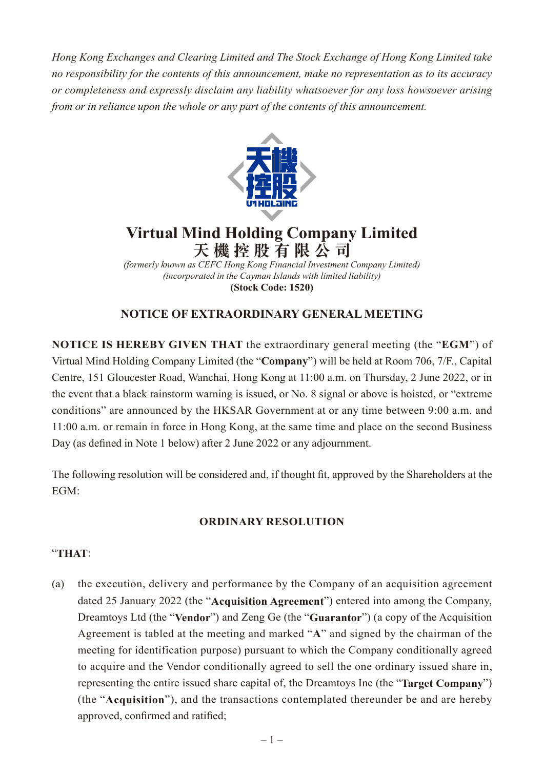*Hong Kong Exchanges and Clearing Limited and The Stock Exchange of Hong Kong Limited take no responsibility for the contents of this announcement, make no representation as to its accuracy or completeness and expressly disclaim any liability whatsoever for any loss howsoever arising from or in reliance upon the whole or any part of the contents of this announcement.*

# Virtual Mind Holding Company Limited
# 天機控股有限公司

*(formerly known as CEFC Hong Kong Financial Investment Company Limited)*
*(incorporated in the Cayman Islands with limited liability)*
**(Stock Code: 1520)**

## NOTICE OF EXTRAORDINARY GENERAL MEETING

**NOTICE IS HEREBY GIVEN THAT** the extraordinary general meeting (the "**EGM**") of Virtual Mind Holding Company Limited (the "**Company**") will be held at Room 706, 7/F., Capital Centre, 151 Gloucester Road, Wanchai, Hong Kong at 11:00 a.m. on Thursday, 2 June 2022, or in the event that a black rainstorm warning is issued, or No. 8 signal or above is hoisted, or "extreme conditions" are announced by the HKSAR Government at or any time between 9:00 a.m. and 11:00 a.m. or remain in force in Hong Kong, at the same time and place on the second Business Day (as defined in Note 1 below) after 2 June 2022 or any adjournment.

The following resolution will be considered and, if thought fit, approved by the Shareholders at the EGM:

### ORDINARY RESOLUTION

"**THAT**:

(a) the execution, delivery and performance by the Company of an acquisition agreement dated 25 January 2022 (the "**Acquisition Agreement**") entered into among the Company, Dreamtoys Ltd (the "**Vendor**") and Zeng Ge (the "**Guarantor**") (a copy of the Acquisition Agreement is tabled at the meeting and marked "**A**" and signed by the chairman of the meeting for identification purpose) pursuant to which the Company conditionally agreed to acquire and the Vendor conditionally agreed to sell the one ordinary issued share in, representing the entire issued share capital of, the Dreamtoys Inc (the "**Target Company**") (the "**Acquisition**"), and the transactions contemplated thereunder be and are hereby approved, confirmed and ratified;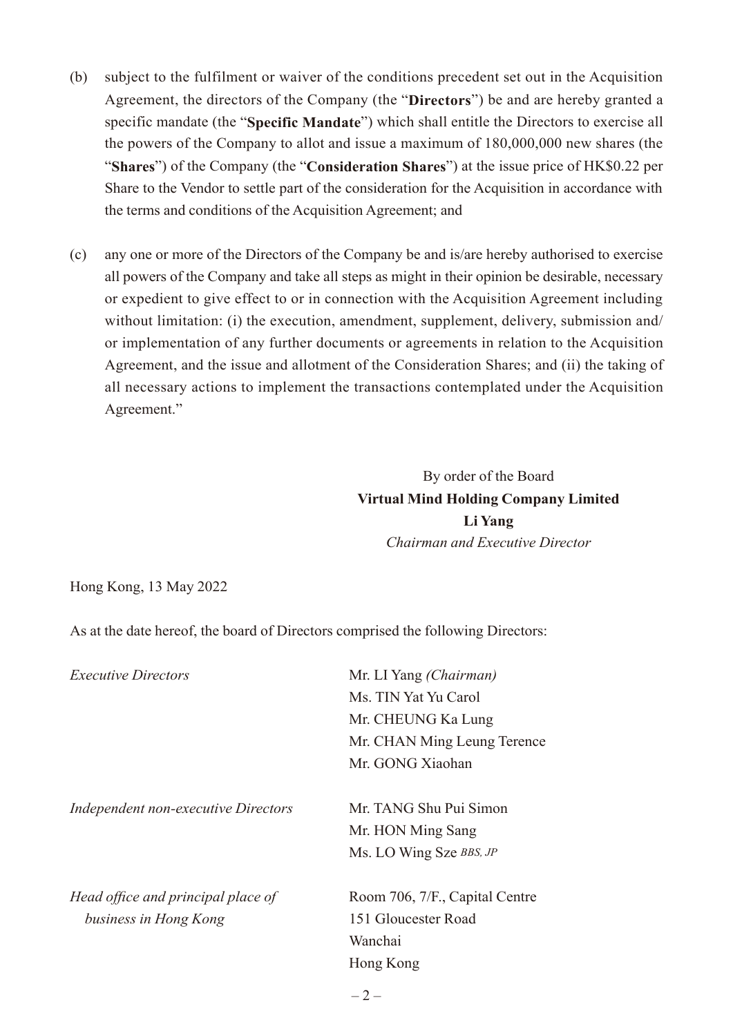(b) subject to the fulfilment or waiver of the conditions precedent set out in the Acquisition Agreement, the directors of the Company (the "**Directors**") be and are hereby granted a specific mandate (the "**Specific Mandate**") which shall entitle the Directors to exercise all the powers of the Company to allot and issue a maximum of 180,000,000 new shares (the "**Shares**") of the Company (the "**Consideration Shares**") at the issue price of HK$0.22 per Share to the Vendor to settle part of the consideration for the Acquisition in accordance with the terms and conditions of the Acquisition Agreement; and

(c) any one or more of the Directors of the Company be and is/are hereby authorised to exercise all powers of the Company and take all steps as might in their opinion be desirable, necessary or expedient to give effect to or in connection with the Acquisition Agreement including without limitation: (i) the execution, amendment, supplement, delivery, submission and/or implementation of any further documents or agreements in relation to the Acquisition Agreement, and the issue and allotment of the Consideration Shares; and (ii) the taking of all necessary actions to implement the transactions contemplated under the Acquisition Agreement."

By order of the Board
**Virtual Mind Holding Company Limited**
**Li Yang**
*Chairman and Executive Director*

Hong Kong, 13 May 2022

As at the date hereof, the board of Directors comprised the following Directors:

| | |
|---|---|
| *Executive Directors* | Mr. LI Yang *(Chairman)*<br>Ms. TIN Yat Yu Carol<br>Mr. CHEUNG Ka Lung<br>Mr. CHAN Ming Leung Terence<br>Mr. GONG Xiaohan |
| *Independent non-executive Directors* | Mr. TANG Shu Pui Simon<br>Mr. HON Ming Sang<br>Ms. LO Wing Sze *BBS, JP* |
| *Head office and principal place of business in Hong Kong* | Room 706, 7/F., Capital Centre<br>151 Gloucester Road<br>Wanchai<br>Hong Kong |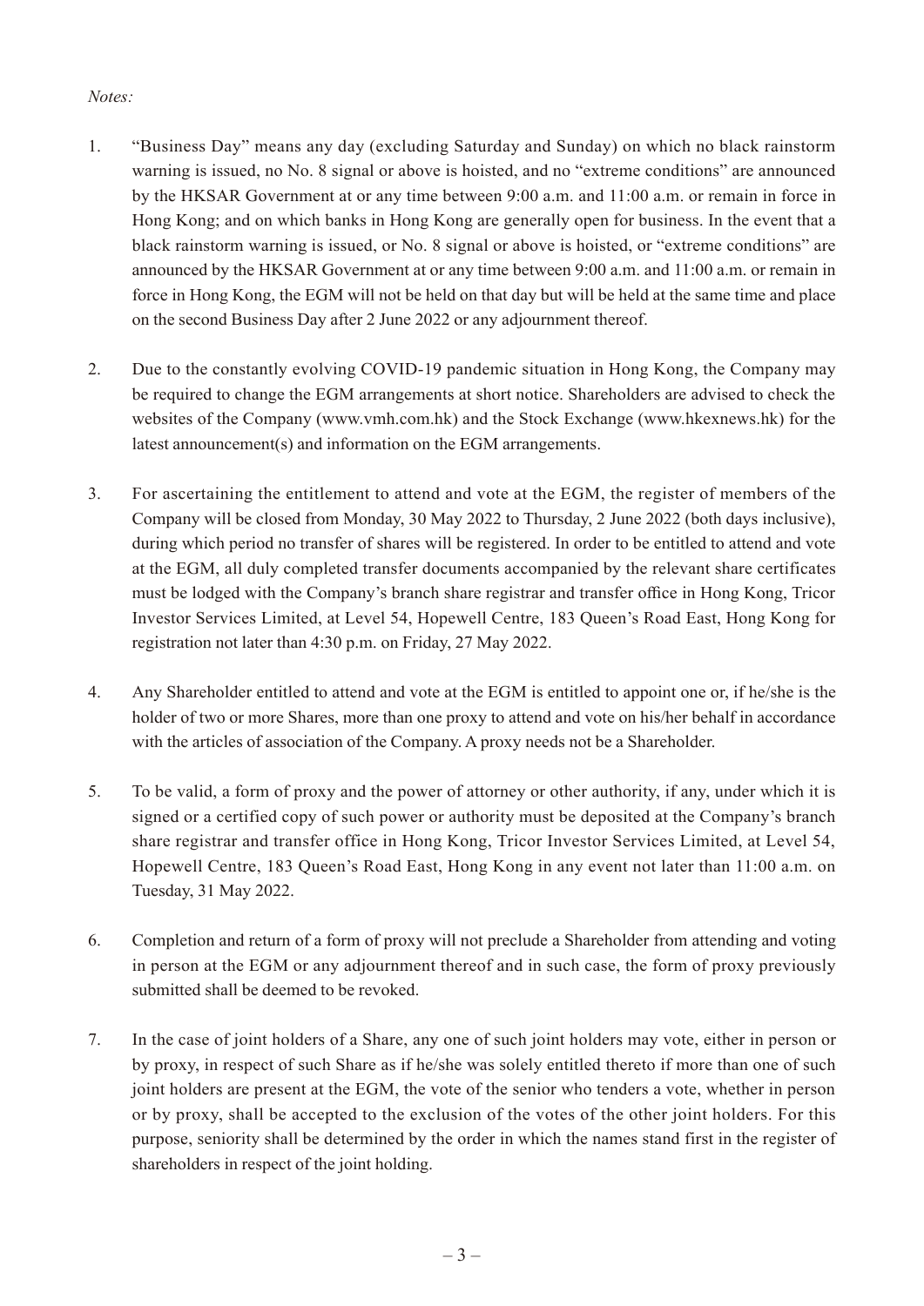*Notes:*

1. "Business Day" means any day (excluding Saturday and Sunday) on which no black rainstorm warning is issued, no No. 8 signal or above is hoisted, and no "extreme conditions" are announced by the HKSAR Government at or any time between 9:00 a.m. and 11:00 a.m. or remain in force in Hong Kong; and on which banks in Hong Kong are generally open for business. In the event that a black rainstorm warning is issued, or No. 8 signal or above is hoisted, or "extreme conditions" are announced by the HKSAR Government at or any time between 9:00 a.m. and 11:00 a.m. or remain in force in Hong Kong, the EGM will not be held on that day but will be held at the same time and place on the second Business Day after 2 June 2022 or any adjournment thereof.

2. Due to the constantly evolving COVID-19 pandemic situation in Hong Kong, the Company may be required to change the EGM arrangements at short notice. Shareholders are advised to check the websites of the Company (www.vmh.com.hk) and the Stock Exchange (www.hkexnews.hk) for the latest announcement(s) and information on the EGM arrangements.

3. For ascertaining the entitlement to attend and vote at the EGM, the register of members of the Company will be closed from Monday, 30 May 2022 to Thursday, 2 June 2022 (both days inclusive), during which period no transfer of shares will be registered. In order to be entitled to attend and vote at the EGM, all duly completed transfer documents accompanied by the relevant share certificates must be lodged with the Company's branch share registrar and transfer office in Hong Kong, Tricor Investor Services Limited, at Level 54, Hopewell Centre, 183 Queen's Road East, Hong Kong for registration not later than 4:30 p.m. on Friday, 27 May 2022.

4. Any Shareholder entitled to attend and vote at the EGM is entitled to appoint one or, if he/she is the holder of two or more Shares, more than one proxy to attend and vote on his/her behalf in accordance with the articles of association of the Company. A proxy needs not be a Shareholder.

5. To be valid, a form of proxy and the power of attorney or other authority, if any, under which it is signed or a certified copy of such power or authority must be deposited at the Company's branch share registrar and transfer office in Hong Kong, Tricor Investor Services Limited, at Level 54, Hopewell Centre, 183 Queen's Road East, Hong Kong in any event not later than 11:00 a.m. on Tuesday, 31 May 2022.

6. Completion and return of a form of proxy will not preclude a Shareholder from attending and voting in person at the EGM or any adjournment thereof and in such case, the form of proxy previously submitted shall be deemed to be revoked.

7. In the case of joint holders of a Share, any one of such joint holders may vote, either in person or by proxy, in respect of such Share as if he/she was solely entitled thereto if more than one of such joint holders are present at the EGM, the vote of the senior who tenders a vote, whether in person or by proxy, shall be accepted to the exclusion of the votes of the other joint holders. For this purpose, seniority shall be determined by the order in which the names stand first in the register of shareholders in respect of the joint holding.